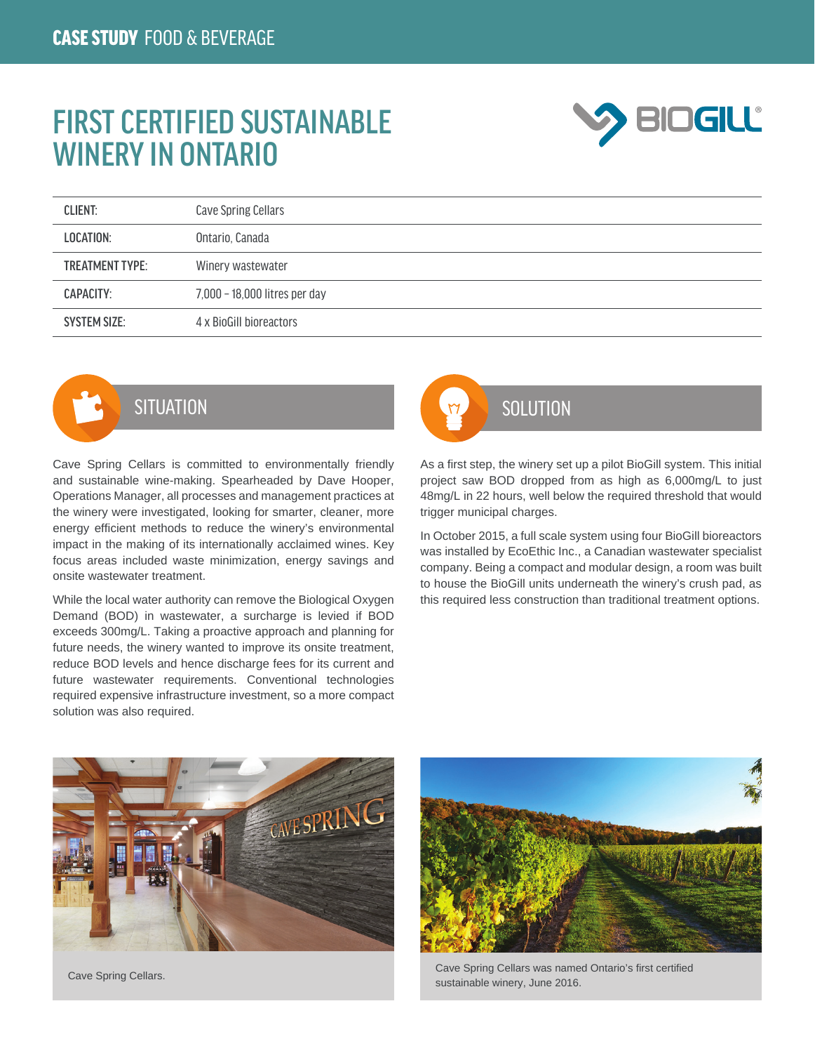CASE STUDY FOOD & BEVERAGE

# FIRST CERTIFIED SUSTAINABLE WINERY IN ONTARIO

| | |
|---|---|
| CLIENT: | Cave Spring Cellars |
| LOCATION: | Ontario, Canada |
| TREATMENT TYPE: | Winery wastewater |
| CAPACITY: | 7,000 – 18,000 litres per day |
| SYSTEM SIZE: | 4 x BioGill bioreactors |

## SITUATION

Cave Spring Cellars is committed to environmentally friendly and sustainable wine-making. Spearheaded by Dave Hooper, Operations Manager, all processes and management practices at the winery were investigated, looking for smarter, cleaner, more energy efficient methods to reduce the winery's environmental impact in the making of its internationally acclaimed wines. Key focus areas included waste minimization, energy savings and onsite wastewater treatment.

While the local water authority can remove the Biological Oxygen Demand (BOD) in wastewater, a surcharge is levied if BOD exceeds 300mg/L. Taking a proactive approach and planning for future needs, the winery wanted to improve its onsite treatment, reduce BOD levels and hence discharge fees for its current and future wastewater requirements. Conventional technologies required expensive infrastructure investment, so a more compact solution was also required.

## SOLUTION

As a first step, the winery set up a pilot BioGill system. This initial project saw BOD dropped from as high as 6,000mg/L to just 48mg/L in 22 hours, well below the required threshold that would trigger municipal charges.

In October 2015, a full scale system using four BioGill bioreactors was installed by EcoEthic Inc., a Canadian wastewater specialist company. Being a compact and modular design, a room was built to house the BioGill units underneath the winery's crush pad, as this required less construction than traditional treatment options.

Cave Spring Cellars.

Cave Spring Cellars was named Ontario's first certified sustainable winery, June 2016.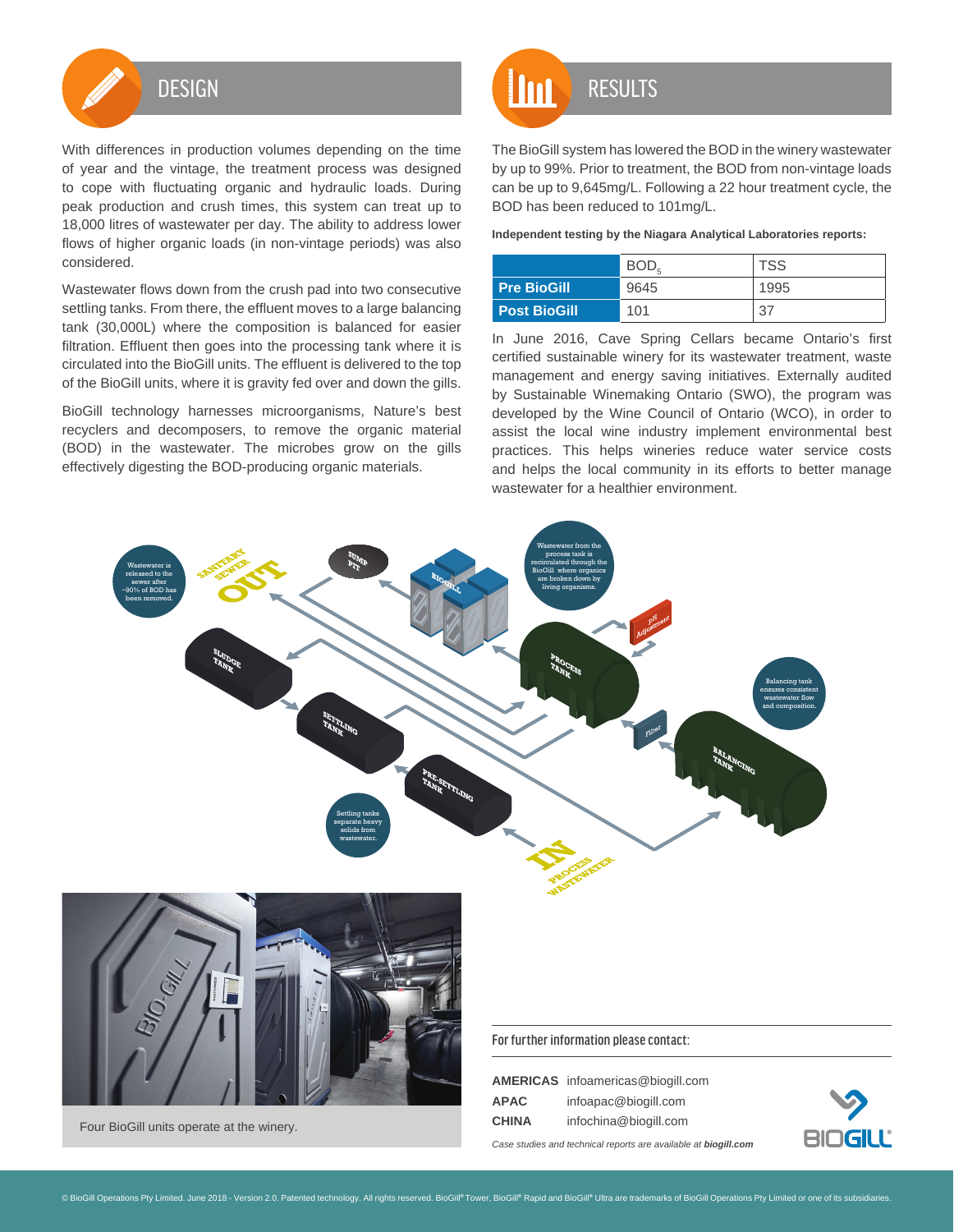## DESIGN

With differences in production volumes depending on the time of year and the vintage, the treatment process was designed to cope with fluctuating organic and hydraulic loads. During peak production and crush times, this system can treat up to 18,000 litres of wastewater per day. The ability to address lower flows of higher organic loads (in non-vintage periods) was also considered.

Wastewater flows down from the crush pad into two consecutive settling tanks. From there, the effluent moves to a large balancing tank (30,000L) where the composition is balanced for easier filtration. Effluent then goes into the processing tank where it is circulated into the BioGill units. The effluent is delivered to the top of the BioGill units, where it is gravity fed over and down the gills.

BioGill technology harnesses microorganisms, Nature's best recyclers and decomposers, to remove the organic material (BOD) in the wastewater. The microbes grow on the gills effectively digesting the BOD-producing organic materials.

## RESULTS

The BioGill system has lowered the BOD in the winery wastewater by up to 99%. Prior to treatment, the BOD from non-vintage loads can be up to 9,645mg/L. Following a 22 hour treatment cycle, the BOD has been reduced to 101mg/L.

**Independent testing by the Niagara Analytical Laboratories reports:**

| | $BOD_5$ | TSS |
|---|---|---|
| **Pre BioGill** | 9645 | 1995 |
| **Post BioGill** | 101 | 37 |

In June 2016, Cave Spring Cellars became Ontario's first certified sustainable winery for its wastewater treatment, waste management and energy saving initiatives. Externally audited by Sustainable Winemaking Ontario (SWO), the program was developed by the Wine Council of Ontario (WCO), in order to assist the local wine industry implement environmental best practices. This helps wineries reduce water service costs and helps the local community in its efforts to better manage wastewater for a healthier environment.

Wastewater is released to the sewer after ~90% of BOD has been removed.

SANITARY SEWER OUT

SUMP PIT

BIOGILL

Wastewater from the process tank is recirculated through the BioGill where organics are broken down by living organisms.

pH Adjustment

SLUDGE TANK

PROCESS TANK

Balancing tank ensures consistent wastewater flow and composition.

SETTLING TANK

Filter

BALANCING TANK

PRE-SETTLING TANK

Settling tanks separate heavy solids from wastewater.

IN PROCESS WASTEWATER

Four BioGill units operate at the winery.

For further information please contact:

**AMERICAS** infoamericas@biogill.com
**APAC** infoapac@biogill.com
**CHINA** infochina@biogill.com

*Case studies and technical reports are available at* ***biogill.com***

© BioGill Operations Pty Limited. June 2018 - Version 2.0. Patented technology. All rights reserved. BioGill® Tower, BioGill® Rapid and BioGill® Ultra are trademarks of BioGill Operations Pty Limited or one of its subsidiaries.